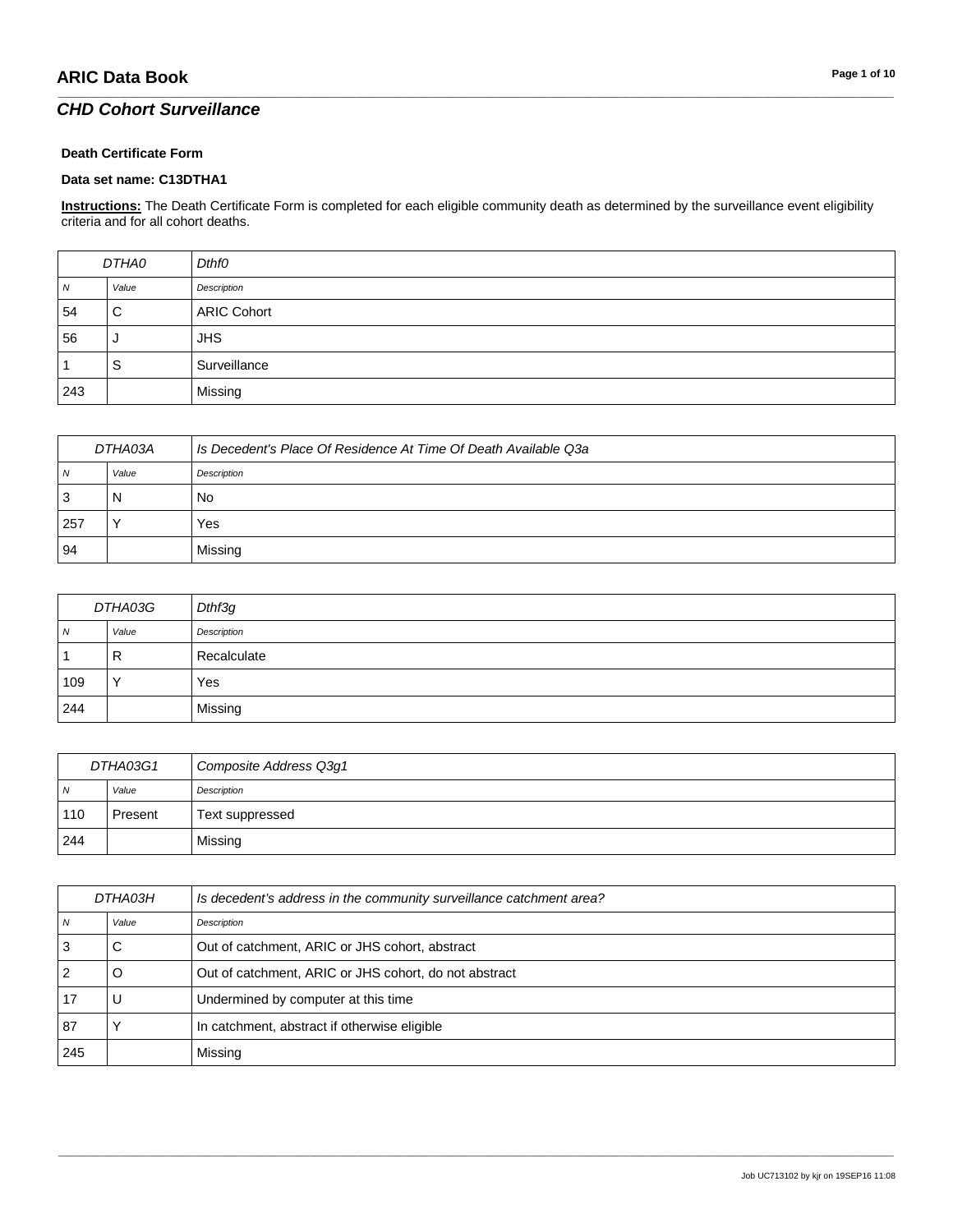**Death Certificate Form**

**Data set name: C13DTHA1**

**Instructions:** The Death Certificate Form is completed for each eligible community death as determined by the surveillance event eligibility criteria and for all cohort deaths.

| DTHA0 | | Dthf0 |
|---|---|---|
| N | Value | Description |
| 54 | C | ARIC Cohort |
| 56 | J | JHS |
| 1 | S | Surveillance |
| 243 | | Missing |

| DTHA03A | | Is Decedent's Place Of Residence At Time Of Death Available Q3a |
|---|---|---|
| N | Value | Description |
| 3 | N | No |
| 257 | Y | Yes |
| 94 | | Missing |

| DTHA03G | | Dthf3g |
|---|---|---|
| N | Value | Description |
| 1 | R | Recalculate |
| 109 | Y | Yes |
| 244 | | Missing |

| DTHA03G1 | | Composite Address Q3g1 |
|---|---|---|
| N | Value | Description |
| 110 | Present | Text suppressed |
| 244 | | Missing |

| DTHA03H | | Is decedent's address in the community surveillance catchment area? |
|---|---|---|
| N | Value | Description |
| 3 | C | Out of catchment, ARIC or JHS cohort, abstract |
| 2 | O | Out of catchment, ARIC or JHS cohort, do not abstract |
| 17 | U | Undermined by computer at this time |
| 87 | Y | In catchment, abstract if otherwise eligible |
| 245 | | Missing |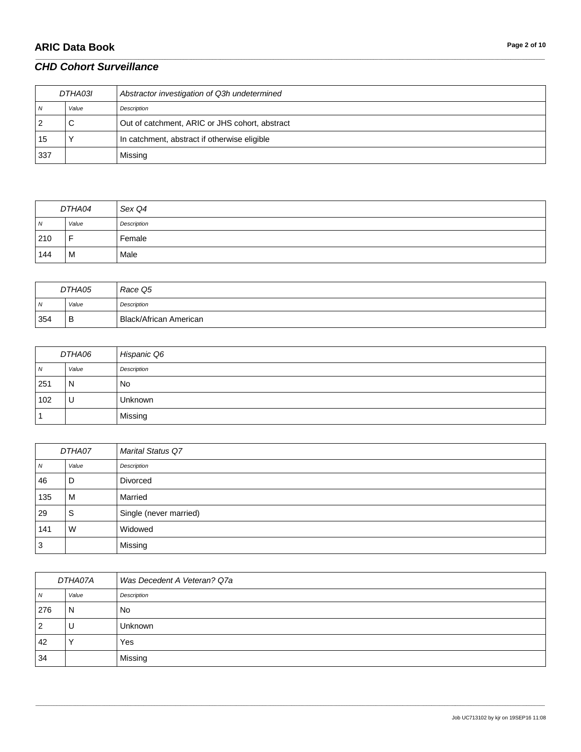## CHD Cohort Surveillance

| DTHA03I | | Abstractor investigation of Q3h undetermined |
|---|---|---|
| N | Value | Description |
| 2 | C | Out of catchment, ARIC or JHS cohort, abstract |
| 15 | Y | In catchment, abstract if otherwise eligible |
| 337 | | Missing |

| DTHA04 | | Sex Q4 |
|---|---|---|
| N | Value | Description |
| 210 | F | Female |
| 144 | M | Male |

| DTHA05 | | Race Q5 |
|---|---|---|
| N | Value | Description |
| 354 | B | Black/African American |

| DTHA06 | | Hispanic Q6 |
|---|---|---|
| N | Value | Description |
| 251 | N | No |
| 102 | U | Unknown |
| 1 | | Missing |

| DTHA07 | | Marital Status Q7 |
|---|---|---|
| N | Value | Description |
| 46 | D | Divorced |
| 135 | M | Married |
| 29 | S | Single (never married) |
| 141 | W | Widowed |
| 3 | | Missing |

| DTHA07A | | Was Decedent A Veteran? Q7a |
|---|---|---|
| N | Value | Description |
| 276 | N | No |
| 2 | U | Unknown |
| 42 | Y | Yes |
| 34 | | Missing |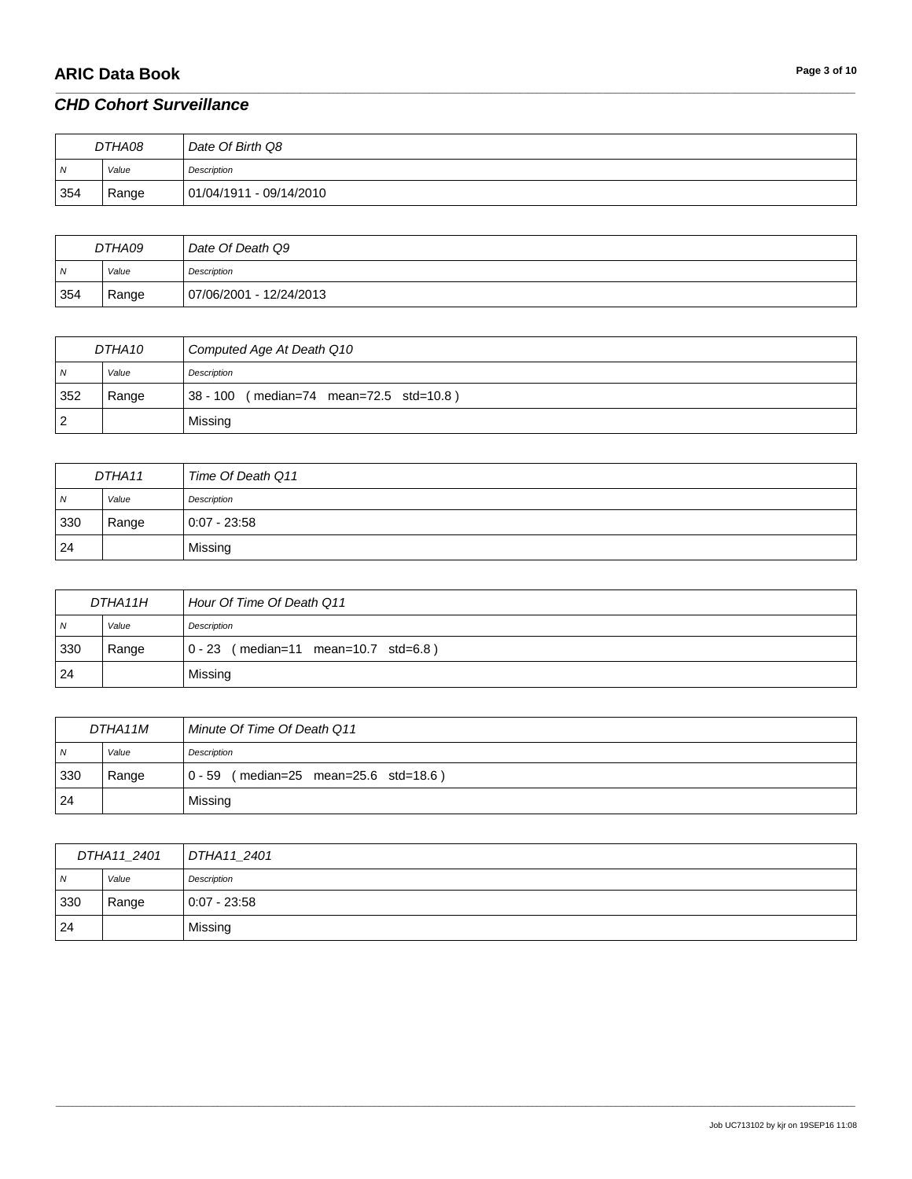| DTHA08 | | Date Of Birth Q8 |
|---|---|---|
| N | Value | Description |
| 354 | Range | 01/04/1911 - 09/14/2010 |

| DTHA09 | | Date Of Death Q9 |
|---|---|---|
| N | Value | Description |
| 354 | Range | 07/06/2001 - 12/24/2013 |

| DTHA10 | | Computed Age At Death Q10 |
|---|---|---|
| N | Value | Description |
| 352 | Range | 38 - 100 ( median=74 mean=72.5 std=10.8 ) |
| 2 | | Missing |

| DTHA11 | | Time Of Death Q11 |
|---|---|---|
| N | Value | Description |
| 330 | Range | 0:07 - 23:58 |
| 24 | | Missing |

| DTHA11H | | Hour Of Time Of Death Q11 |
|---|---|---|
| N | Value | Description |
| 330 | Range | 0 - 23 ( median=11 mean=10.7 std=6.8 ) |
| 24 | | Missing |

| DTHA11M | | Minute Of Time Of Death Q11 |
|---|---|---|
| N | Value | Description |
| 330 | Range | 0 - 59 ( median=25 mean=25.6 std=18.6 ) |
| 24 | | Missing |

| DTHA11_2401 | | DTHA11_2401 |
|---|---|---|
| N | Value | Description |
| 330 | Range | 0:07 - 23:58 |
| 24 | | Missing |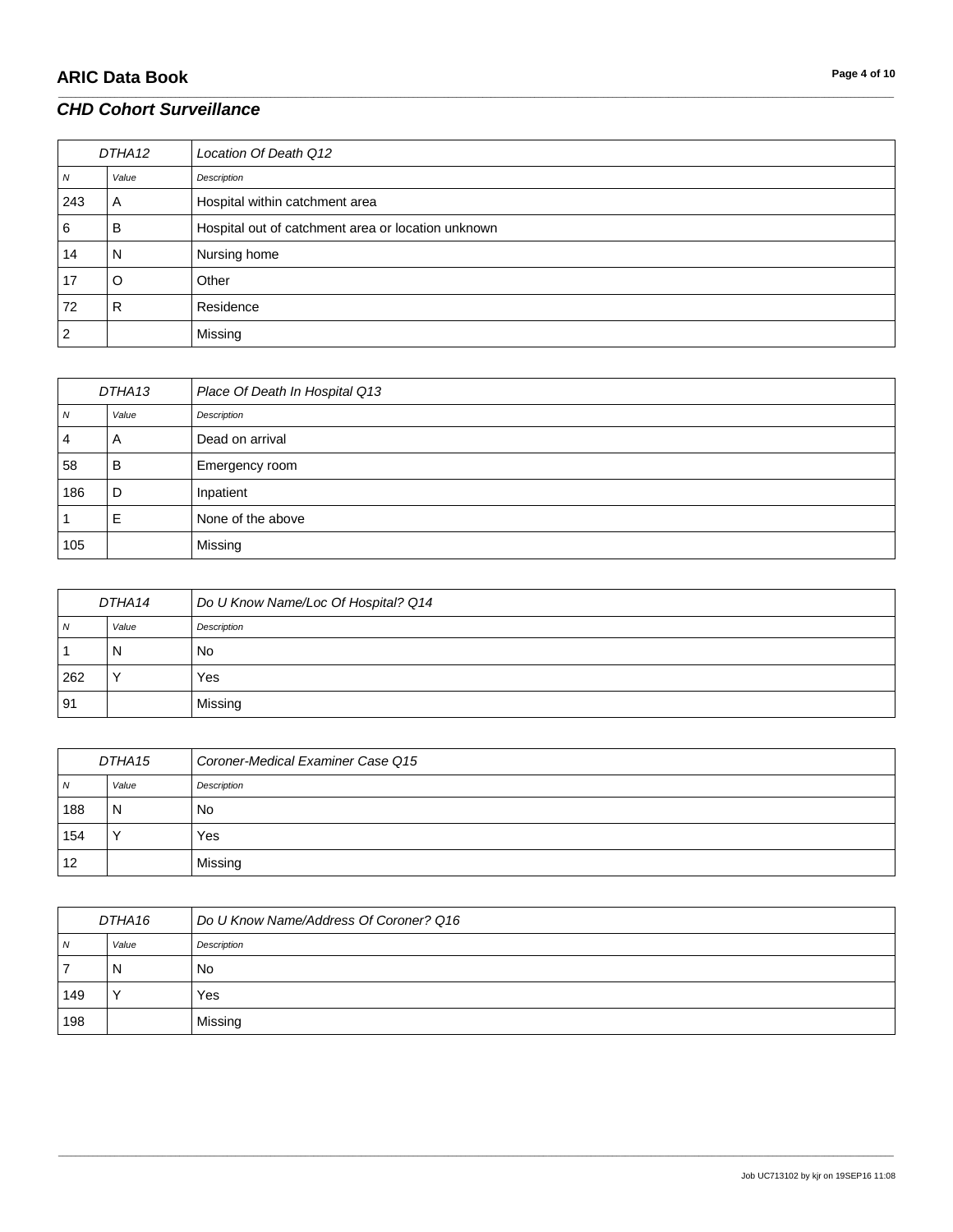| DTHA12 | | Location Of Death Q12 |
|---|---|---|
| *N* | *Value* | *Description* |
| 243 | A | Hospital within catchment area |
| 6 | B | Hospital out of catchment area or location unknown |
| 14 | N | Nursing home |
| 17 | O | Other |
| 72 | R | Residence |
| 2 | | Missing |

| DTHA13 | | Place Of Death In Hospital Q13 |
|---|---|---|
| *N* | *Value* | *Description* |
| 4 | A | Dead on arrival |
| 58 | B | Emergency room |
| 186 | D | Inpatient |
| 1 | E | None of the above |
| 105 | | Missing |

| DTHA14 | | Do U Know Name/Loc Of Hospital? Q14 |
|---|---|---|
| *N* | *Value* | *Description* |
| 1 | N | No |
| 262 | Y | Yes |
| 91 | | Missing |

| DTHA15 | | Coroner-Medical Examiner Case Q15 |
|---|---|---|
| *N* | *Value* | *Description* |
| 188 | N | No |
| 154 | Y | Yes |
| 12 | | Missing |

| DTHA16 | | Do U Know Name/Address Of Coroner? Q16 |
|---|---|---|
| *N* | *Value* | *Description* |
| 7 | N | No |
| 149 | Y | Yes |
| 198 | | Missing |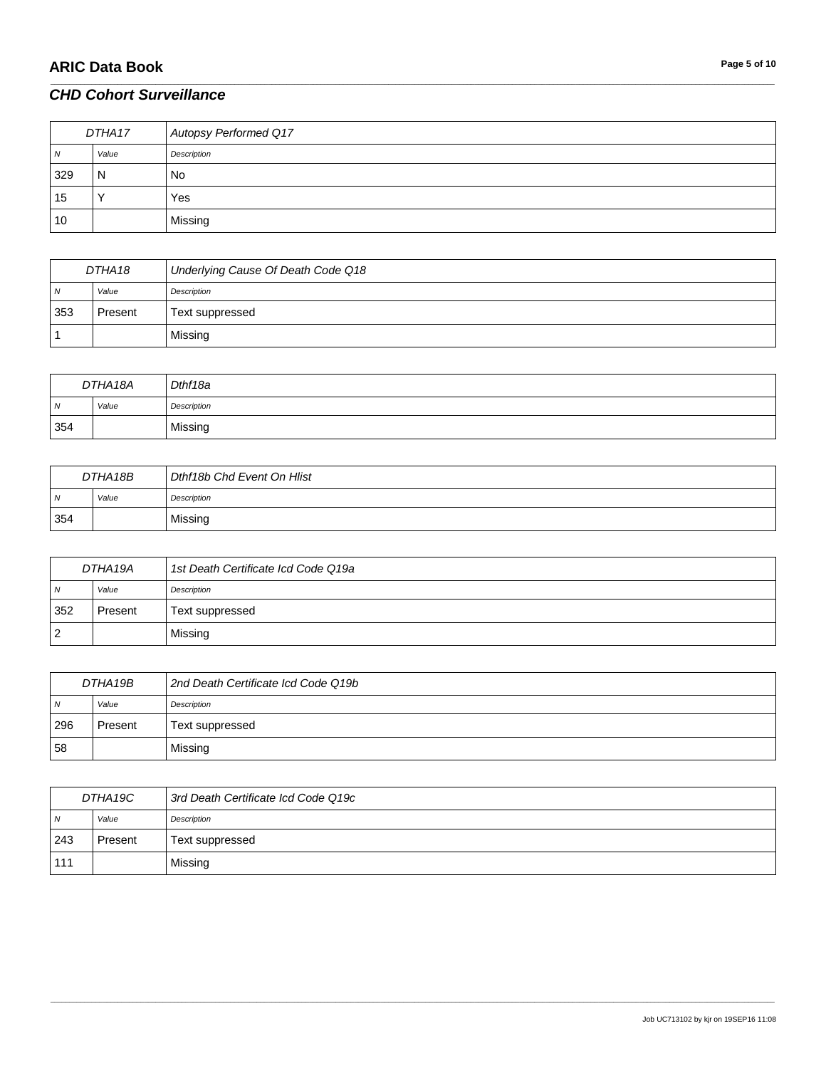## CHD Cohort Surveillance

| DTHA17 | | Autopsy Performed Q17 |
|---|---|---|
| N | Value | Description |
| 329 | N | No |
| 15 | Y | Yes |
| 10 | | Missing |

| DTHA18 | | Underlying Cause Of Death Code Q18 |
|---|---|---|
| N | Value | Description |
| 353 | Present | Text suppressed |
| 1 | | Missing |

| DTHA18A | | Dthf18a |
|---|---|---|
| N | Value | Description |
| 354 | | Missing |

| DTHA18B | | Dthf18b Chd Event On Hlist |
|---|---|---|
| N | Value | Description |
| 354 | | Missing |

| DTHA19A | | 1st Death Certificate Icd Code Q19a |
|---|---|---|
| N | Value | Description |
| 352 | Present | Text suppressed |
| 2 | | Missing |

| DTHA19B | | 2nd Death Certificate Icd Code Q19b |
|---|---|---|
| N | Value | Description |
| 296 | Present | Text suppressed |
| 58 | | Missing |

| DTHA19C | | 3rd Death Certificate Icd Code Q19c |
|---|---|---|
| N | Value | Description |
| 243 | Present | Text suppressed |
| 111 | | Missing |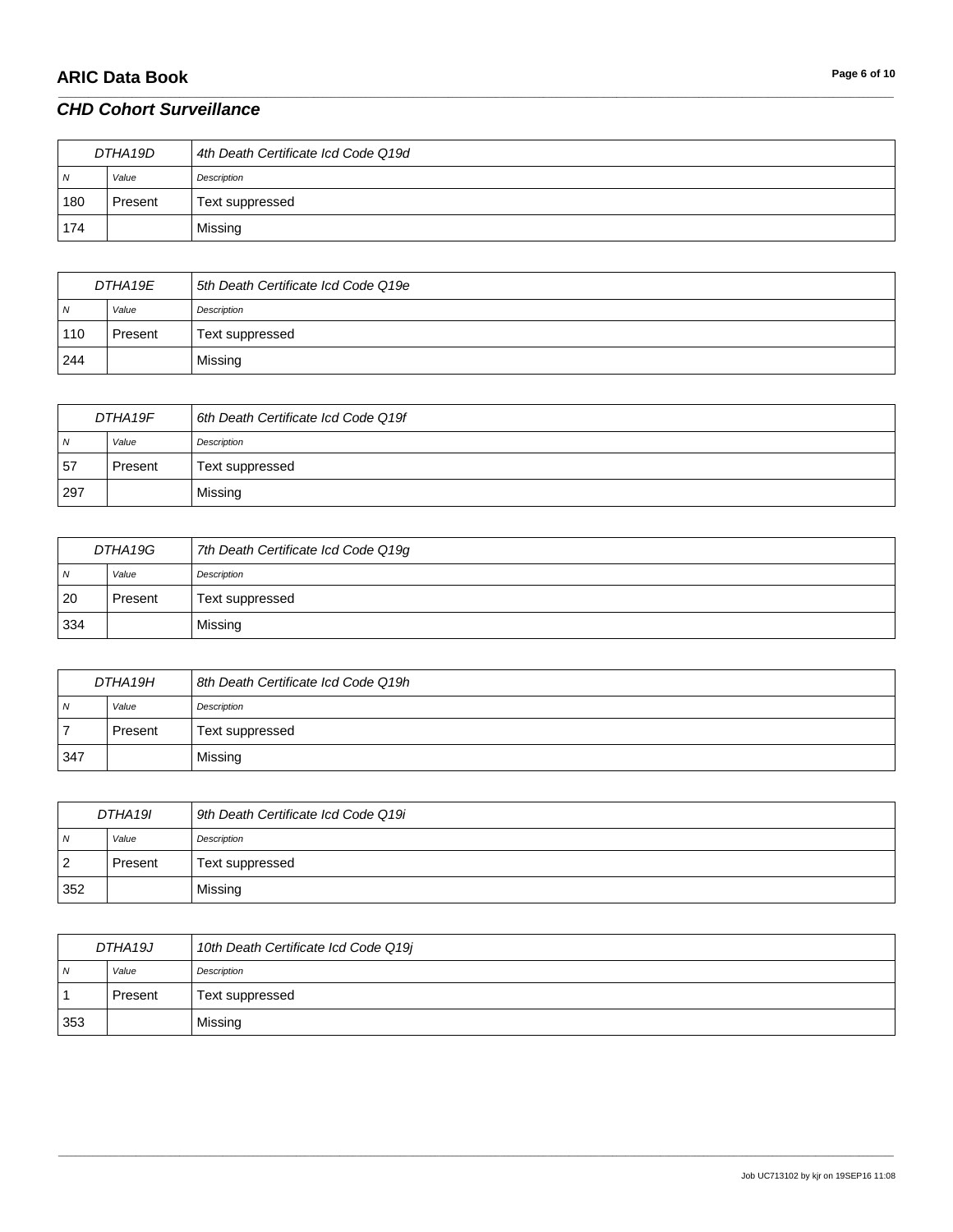| DTHA19D | | 4th Death Certificate Icd Code Q19d |
|---|---|---|
| *N* | *Value* | *Description* |
| 180 | Present | Text suppressed |
| 174 | | Missing |

| DTHA19E | | 5th Death Certificate Icd Code Q19e |
|---|---|---|
| *N* | *Value* | *Description* |
| 110 | Present | Text suppressed |
| 244 | | Missing |

| DTHA19F | | 6th Death Certificate Icd Code Q19f |
|---|---|---|
| *N* | *Value* | *Description* |
| 57 | Present | Text suppressed |
| 297 | | Missing |

| DTHA19G | | 7th Death Certificate Icd Code Q19g |
|---|---|---|
| *N* | *Value* | *Description* |
| 20 | Present | Text suppressed |
| 334 | | Missing |

| DTHA19H | | 8th Death Certificate Icd Code Q19h |
|---|---|---|
| *N* | *Value* | *Description* |
| 7 | Present | Text suppressed |
| 347 | | Missing |

| DTHA19I | | 9th Death Certificate Icd Code Q19i |
|---|---|---|
| *N* | *Value* | *Description* |
| 2 | Present | Text suppressed |
| 352 | | Missing |

| DTHA19J | | 10th Death Certificate Icd Code Q19j |
|---|---|---|
| *N* | *Value* | *Description* |
| 1 | Present | Text suppressed |
| 353 | | Missing |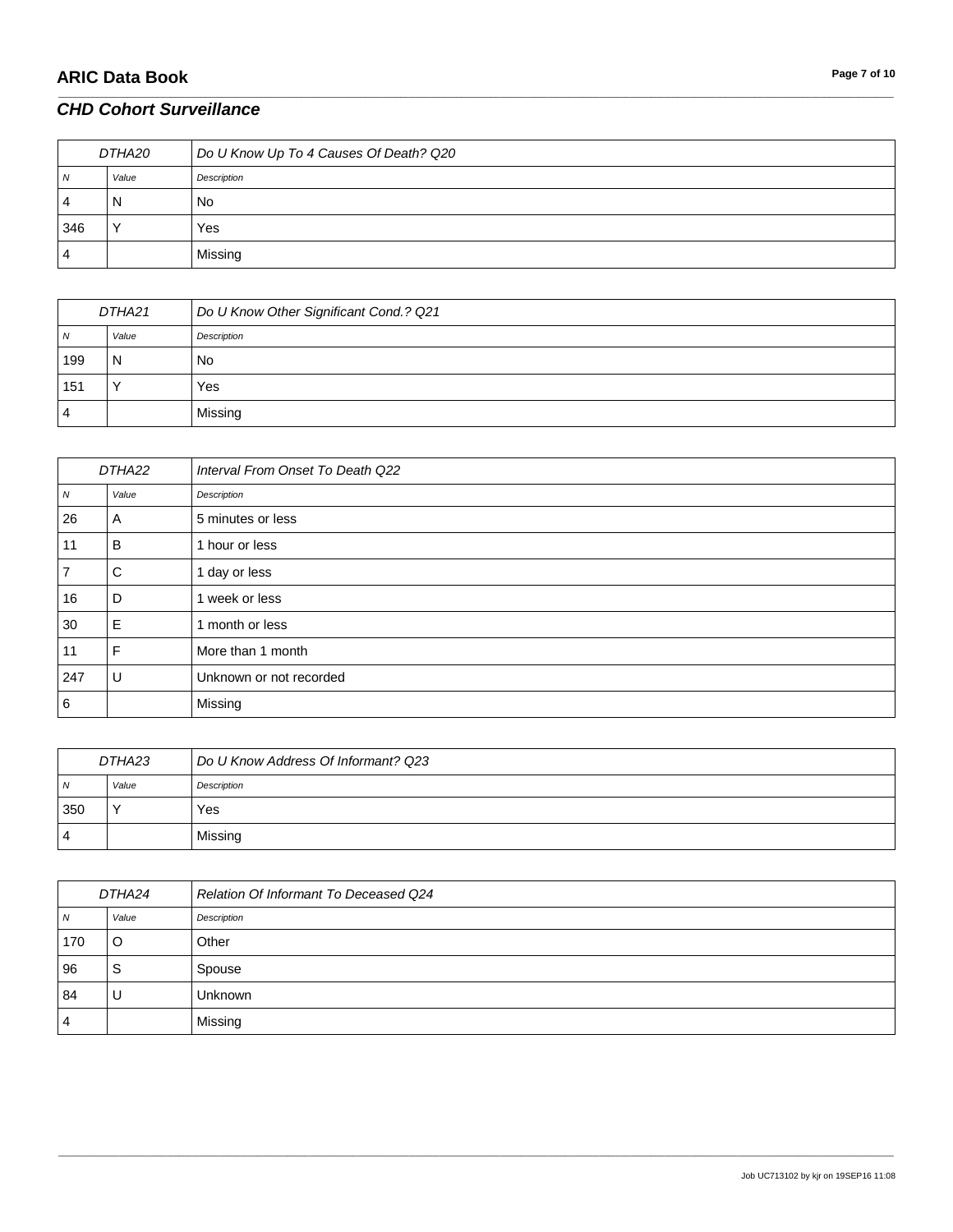## CHD Cohort Surveillance

| DTHA20 | | Do U Know Up To 4 Causes Of Death? Q20 |
|---|---|---|
| *N* | *Value* | *Description* |
| 4 | N | No |
| 346 | Y | Yes |
| 4 | | Missing |

| DTHA21 | | Do U Know Other Significant Cond.? Q21 |
|---|---|---|
| *N* | *Value* | *Description* |
| 199 | N | No |
| 151 | Y | Yes |
| 4 | | Missing |

| DTHA22 | | Interval From Onset To Death Q22 |
|---|---|---|
| *N* | *Value* | *Description* |
| 26 | A | 5 minutes or less |
| 11 | B | 1 hour or less |
| 7 | C | 1 day or less |
| 16 | D | 1 week or less |
| 30 | E | 1 month or less |
| 11 | F | More than 1 month |
| 247 | U | Unknown or not recorded |
| 6 | | Missing |

| DTHA23 | | Do U Know Address Of Informant? Q23 |
|---|---|---|
| *N* | *Value* | *Description* |
| 350 | Y | Yes |
| 4 | | Missing |

| DTHA24 | | Relation Of Informant To Deceased Q24 |
|---|---|---|
| *N* | *Value* | *Description* |
| 170 | O | Other |
| 96 | S | Spouse |
| 84 | U | Unknown |
| 4 | | Missing |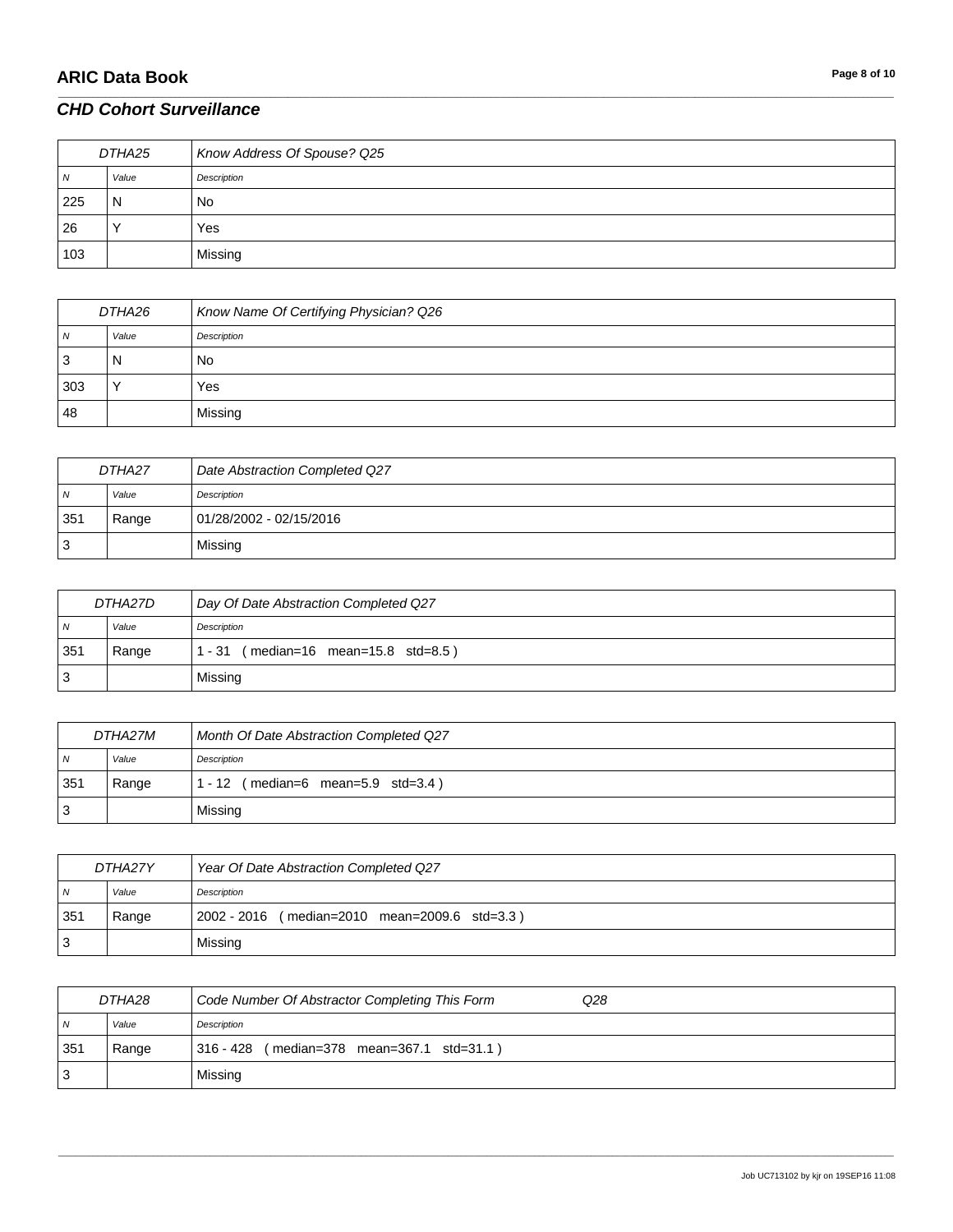## CHD Cohort Surveillance

| DTHA25 | | Know Address Of Spouse? Q25 |
|---|---|---|
| N | Value | Description |
| 225 | N | No |
| 26 | Y | Yes |
| 103 | | Missing |

| DTHA26 | | Know Name Of Certifying Physician? Q26 |
|---|---|---|
| N | Value | Description |
| 3 | N | No |
| 303 | Y | Yes |
| 48 | | Missing |

| DTHA27 | | Date Abstraction Completed Q27 |
|---|---|---|
| N | Value | Description |
| 351 | Range | 01/28/2002 - 02/15/2016 |
| 3 | | Missing |

| DTHA27D | | Day Of Date Abstraction Completed Q27 |
|---|---|---|
| N | Value | Description |
| 351 | Range | 1 - 31 ( median=16 mean=15.8 std=8.5 ) |
| 3 | | Missing |

| DTHA27M | | Month Of Date Abstraction Completed Q27 |
|---|---|---|
| N | Value | Description |
| 351 | Range | 1 - 12 ( median=6 mean=5.9 std=3.4 ) |
| 3 | | Missing |

| DTHA27Y | | Year Of Date Abstraction Completed Q27 |
|---|---|---|
| N | Value | Description |
| 351 | Range | 2002 - 2016 ( median=2010 mean=2009.6 std=3.3 ) |
| 3 | | Missing |

| DTHA28 | | Code Number Of Abstractor Completing This Form Q28 |
|---|---|---|
| N | Value | Description |
| 351 | Range | 316 - 428 ( median=378 mean=367.1 std=31.1 ) |
| 3 | | Missing |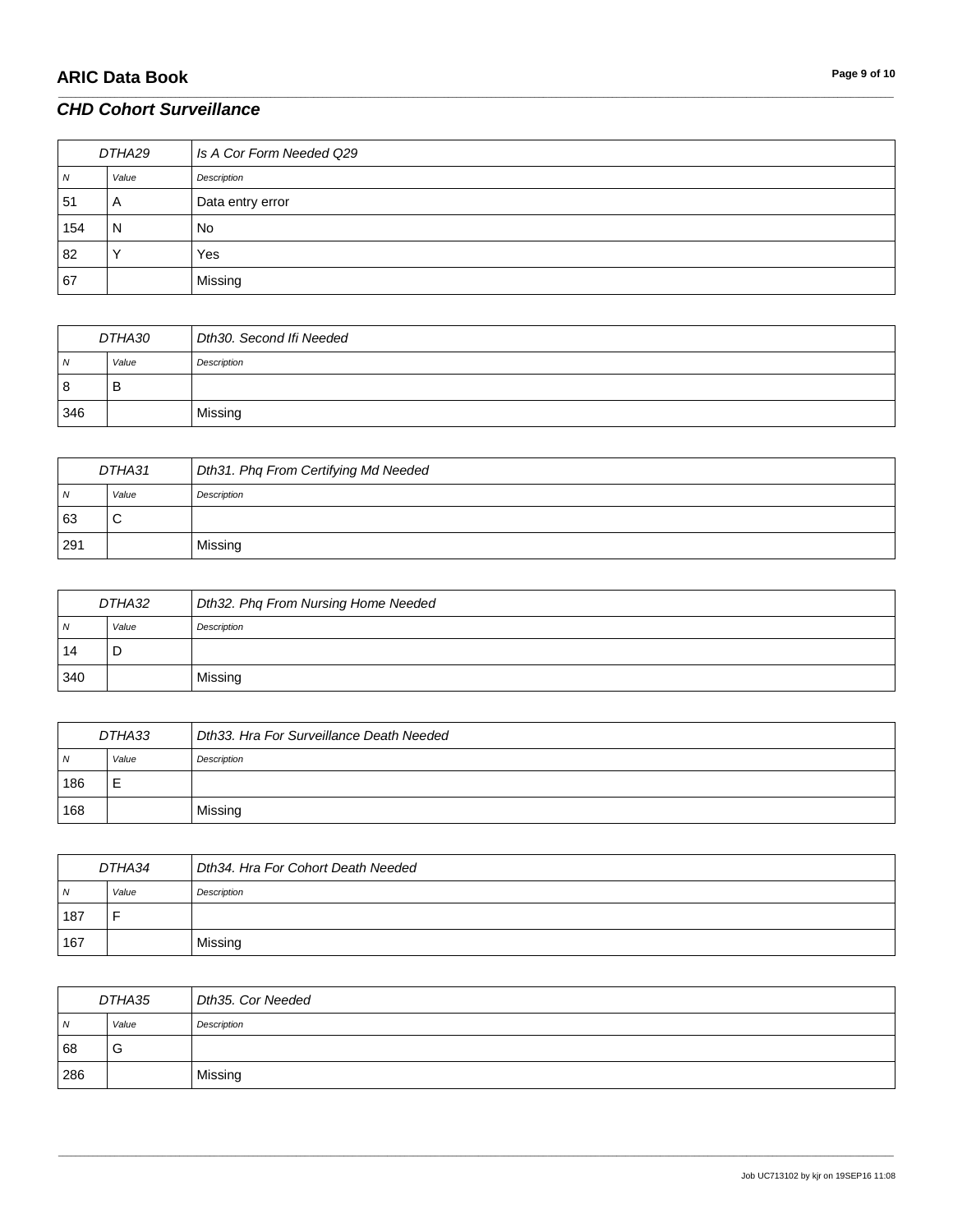## CHD Cohort Surveillance

| DTHA29 | | Is A Cor Form Needed Q29 |
|---|---|---|
| N | Value | Description |
| 51 | A | Data entry error |
| 154 | N | No |
| 82 | Y | Yes |
| 67 | | Missing |

| DTHA30 | | Dth30. Second Ifi Needed |
|---|---|---|
| N | Value | Description |
| 8 | B | |
| 346 | | Missing |

| DTHA31 | | Dth31. Phq From Certifying Md Needed |
|---|---|---|
| N | Value | Description |
| 63 | C | |
| 291 | | Missing |

| DTHA32 | | Dth32. Phq From Nursing Home Needed |
|---|---|---|
| N | Value | Description |
| 14 | D | |
| 340 | | Missing |

| DTHA33 | | Dth33. Hra For Surveillance Death Needed |
|---|---|---|
| N | Value | Description |
| 186 | E | |
| 168 | | Missing |

| DTHA34 | | Dth34. Hra For Cohort Death Needed |
|---|---|---|
| N | Value | Description |
| 187 | F | |
| 167 | | Missing |

| DTHA35 | | Dth35. Cor Needed |
|---|---|---|
| N | Value | Description |
| 68 | G | |
| 286 | | Missing |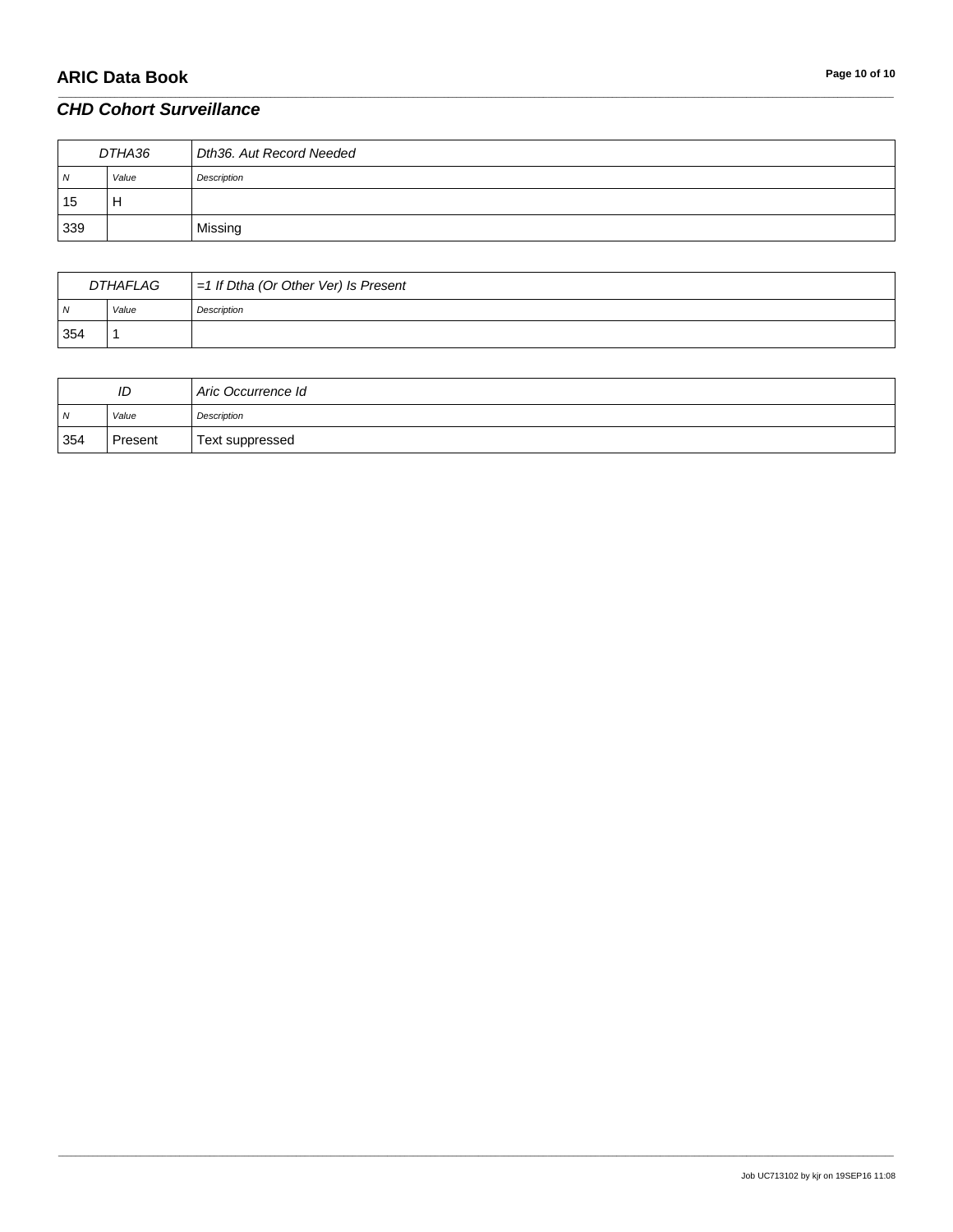| DTHA36 | | Dth36. Aut Record Needed |
|---|---|---|
| N | Value | Description |
| 15 | H | |
| 339 | | Missing |

| DTHAFLAG | | =1 If Dtha (Or Other Ver) Is Present |
|---|---|---|
| N | Value | Description |
| 354 | 1 | |

| ID | | Aric Occurrence Id |
|---|---|---|
| N | Value | Description |
| 354 | Present | Text suppressed |